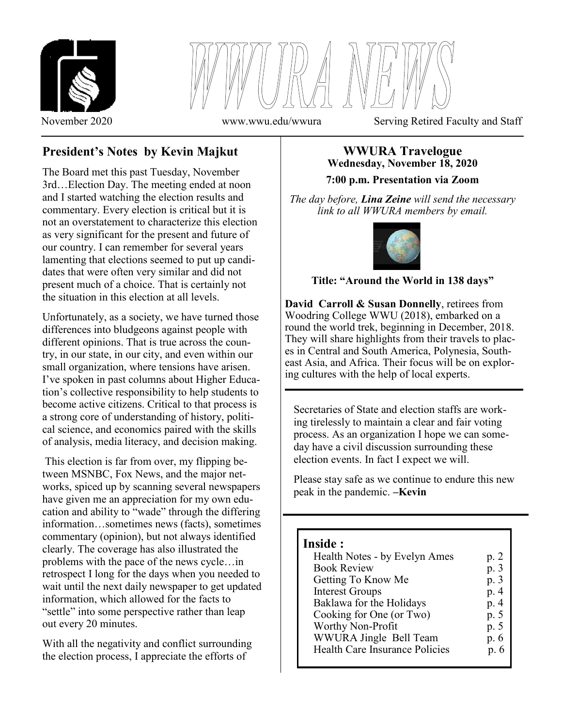# WWURA NEWS

November 2020 www.wwu.edu/wwura Serving Retired Faculty and Staff

## President's Notes by Kevin Majkut

The Board met this past Tuesday, November 3rd…Election Day. The meeting ended at noon and I started watching the election results and commentary. Every election is critical but it is not an overstatement to characterize this election as very significant for the present and future of our country. I can remember for several years lamenting that elections seemed to put up candidates that were often very similar and did not present much of a choice. That is certainly not the situation in this election at all levels.

Unfortunately, as a society, we have turned those differences into bludgeons against people with different opinions. That is true across the country, in our state, in our city, and even within our small organization, where tensions have arisen. I've spoken in past columns about Higher Education's collective responsibility to help students to become active citizens. Critical to that process is a strong core of understanding of history, political science, and economics paired with the skills of analysis, media literacy, and decision making.

This election is far from over, my flipping between MSNBC, Fox News, and the major networks, spiced up by scanning several newspapers have given me an appreciation for my own education and ability to "wade" through the differing information…sometimes news (facts), sometimes commentary (opinion), but not always identified clearly. The coverage has also illustrated the problems with the pace of the news cycle…in retrospect I long for the days when you needed to wait until the next daily newspaper to get updated information, which allowed for the facts to "settle" into some perspective rather than leap out every 20 minutes.

With all the negativity and conflict surrounding the election process, I appreciate the efforts of Secretaries of State and election staffs are working tirelessly to maintain a clear and fair voting process. As an organization I hope we can someday have a civil discussion surrounding these election events. In fact I expect we will.

Please stay safe as we continue to endure this new peak in the pandemic. **–Kevin**

## WWURA Travelogue

**Wednesday, November 18, 2020**

**7:00 p.m. Presentation via Zoom**

*The day before, **Lina Zeine** will send the necessary link to all WWURA members by email.*

**Title: "Around the World in 138 days"**

**David Carroll & Susan Donnelly**, retirees from Woodring College WWU (2018), embarked on a round the world trek, beginning in December, 2018. They will share highlights from their travels to places in Central and South America, Polynesia, Southeast Asia, and Africa. Their focus will be on exploring cultures with the help of local experts.

## Inside :

| | |
|---|---|
| Health Notes - by Evelyn Ames | p. 2 |
| Book Review | p. 3 |
| Getting To Know Me | p. 3 |
| Interest Groups | p. 4 |
| Baklawa for the Holidays | p. 4 |
| Cooking for One (or Two) | p. 5 |
| Worthy Non-Profit | p. 5 |
| WWURA Jingle Bell Team | p. 6 |
| Health Care Insurance Policies | p. 6 |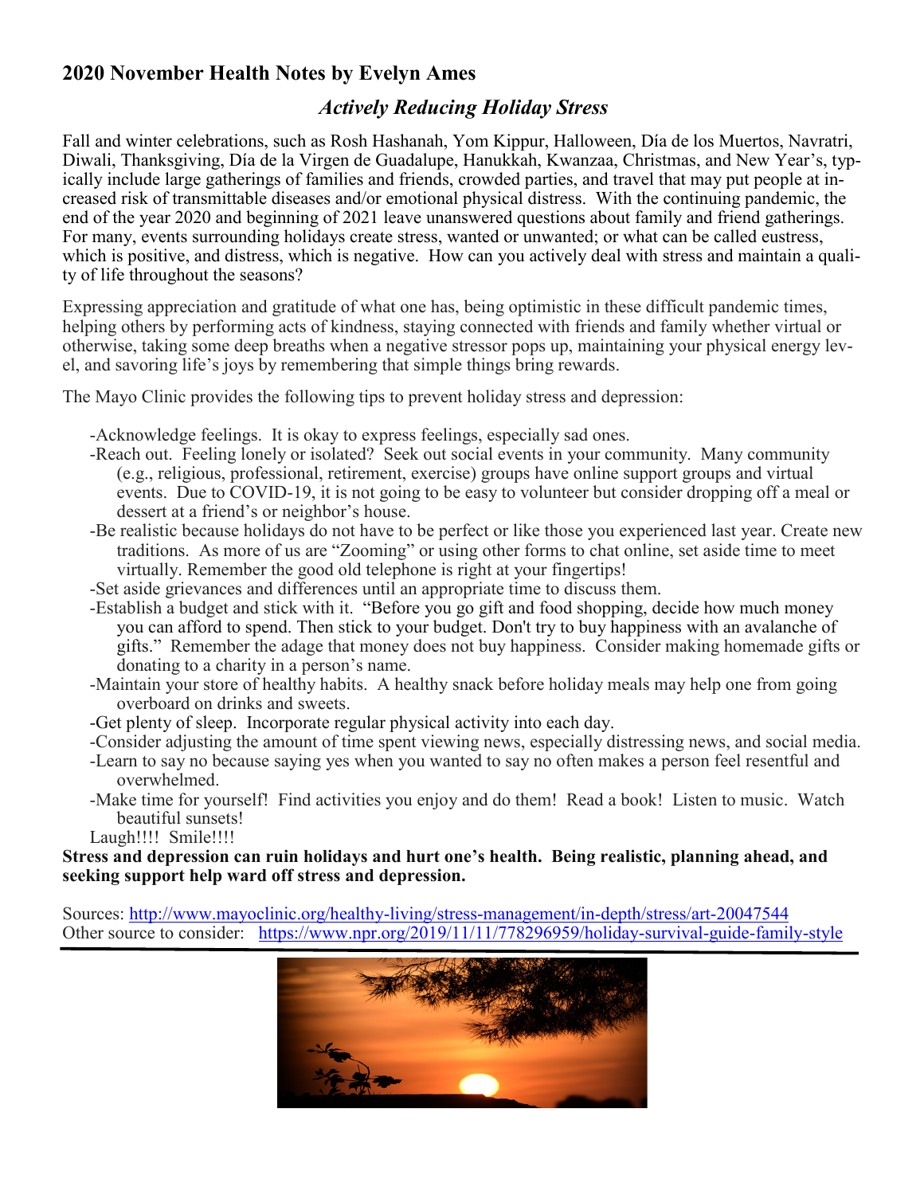## 2020 November Health Notes by Evelyn Ames

### *Actively Reducing Holiday Stress*

Fall and winter celebrations, such as Rosh Hashanah, Yom Kippur, Halloween, Día de los Muertos, Navratri, Diwali, Thanksgiving, Día de la Virgen de Guadalupe, Hanukkah, Kwanzaa, Christmas, and New Year's, typically include large gatherings of families and friends, crowded parties, and travel that may put people at increased risk of transmittable diseases and/or emotional physical distress. With the continuing pandemic, the end of the year 2020 and beginning of 2021 leave unanswered questions about family and friend gatherings. For many, events surrounding holidays create stress, wanted or unwanted; or what can be called eustress, which is positive, and distress, which is negative. How can you actively deal with stress and maintain a quality of life throughout the seasons?

Expressing appreciation and gratitude of what one has, being optimistic in these difficult pandemic times, helping others by performing acts of kindness, staying connected with friends and family whether virtual or otherwise, taking some deep breaths when a negative stressor pops up, maintaining your physical energy level, and savoring life's joys by remembering that simple things bring rewards.

The Mayo Clinic provides the following tips to prevent holiday stress and depression:

- -Acknowledge feelings. It is okay to express feelings, especially sad ones.
- -Reach out. Feeling lonely or isolated? Seek out social events in your community. Many community (e.g., religious, professional, retirement, exercise) groups have online support groups and virtual events. Due to COVID-19, it is not going to be easy to volunteer but consider dropping off a meal or dessert at a friend's or neighbor's house.
- -Be realistic because holidays do not have to be perfect or like those you experienced last year. Create new traditions. As more of us are "Zooming" or using other forms to chat online, set aside time to meet virtually. Remember the good old telephone is right at your fingertips!
- -Set aside grievances and differences until an appropriate time to discuss them.
- -Establish a budget and stick with it. "Before you go gift and food shopping, decide how much money you can afford to spend. Then stick to your budget. Don't try to buy happiness with an avalanche of gifts." Remember the adage that money does not buy happiness. Consider making homemade gifts or donating to a charity in a person's name.
- -Maintain your store of healthy habits. A healthy snack before holiday meals may help one from going overboard on drinks and sweets.
- -Get plenty of sleep. Incorporate regular physical activity into each day.
- -Consider adjusting the amount of time spent viewing news, especially distressing news, and social media.
- -Learn to say no because saying yes when you wanted to say no often makes a person feel resentful and overwhelmed.
- -Make time for yourself! Find activities you enjoy and do them! Read a book! Listen to music. Watch beautiful sunsets!

Laugh!!!! Smile!!!!

**Stress and depression can ruin holidays and hurt one's health. Being realistic, planning ahead, and seeking support help ward off stress and depression.**

Sources: http://www.mayoclinic.org/healthy-living/stress-management/in-depth/stress/art-20047544
Other source to consider: https://www.npr.org/2019/11/11/778296959/holiday-survival-guide-family-style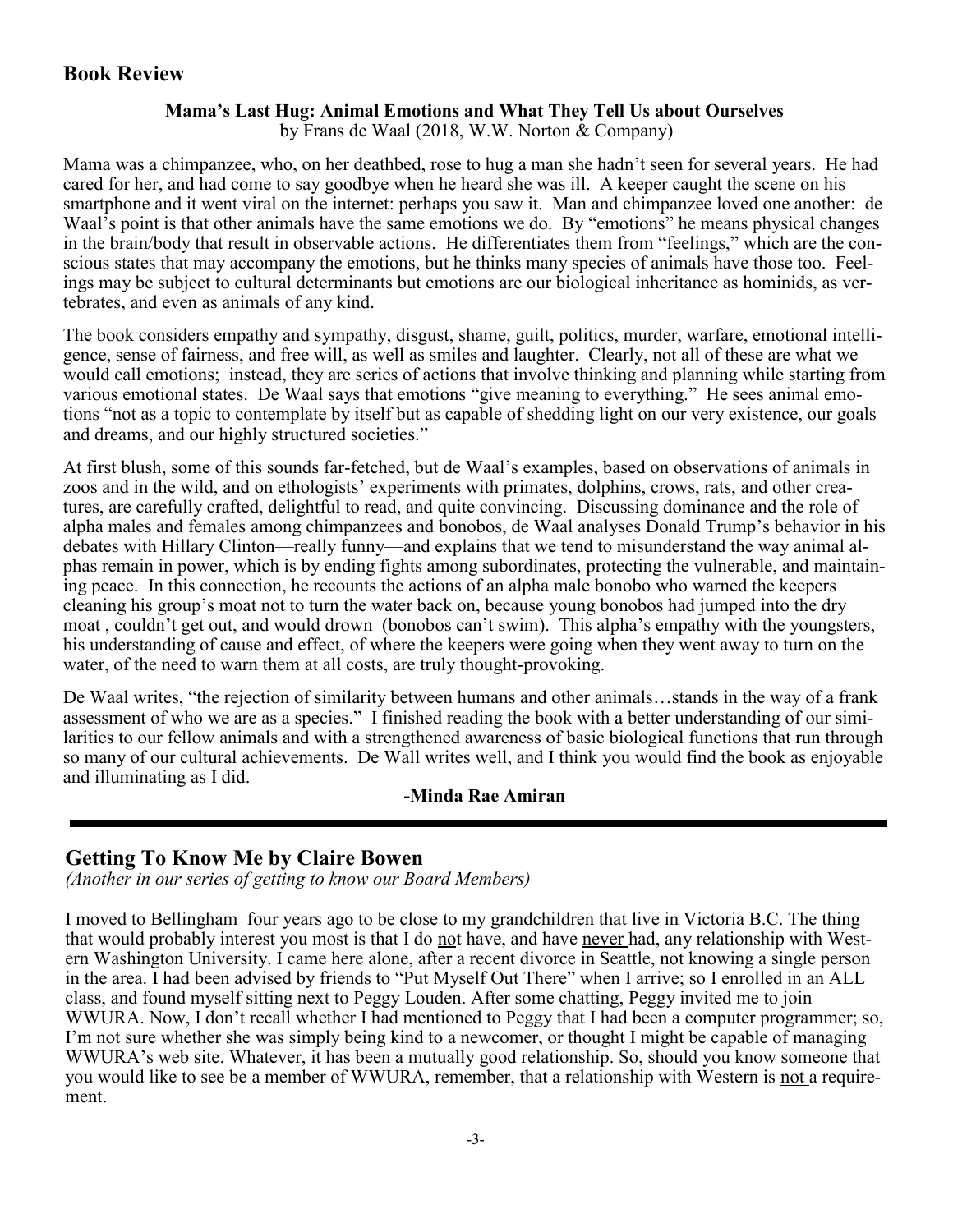## Book Review

**Mama's Last Hug: Animal Emotions and What They Tell Us about Ourselves**
by Frans de Waal (2018, W.W. Norton & Company)

Mama was a chimpanzee, who, on her deathbed, rose to hug a man she hadn't seen for several years. He had cared for her, and had come to say goodbye when he heard she was ill. A keeper caught the scene on his smartphone and it went viral on the internet: perhaps you saw it. Man and chimpanzee loved one another: de Waal's point is that other animals have the same emotions we do. By "emotions" he means physical changes in the brain/body that result in observable actions. He differentiates them from "feelings," which are the conscious states that may accompany the emotions, but he thinks many species of animals have those too. Feelings may be subject to cultural determinants but emotions are our biological inheritance as hominids, as vertebrates, and even as animals of any kind.

The book considers empathy and sympathy, disgust, shame, guilt, politics, murder, warfare, emotional intelligence, sense of fairness, and free will, as well as smiles and laughter. Clearly, not all of these are what we would call emotions; instead, they are series of actions that involve thinking and planning while starting from various emotional states. De Waal says that emotions "give meaning to everything." He sees animal emotions "not as a topic to contemplate by itself but as capable of shedding light on our very existence, our goals and dreams, and our highly structured societies."

At first blush, some of this sounds far-fetched, but de Waal's examples, based on observations of animals in zoos and in the wild, and on ethologists' experiments with primates, dolphins, crows, rats, and other creatures, are carefully crafted, delightful to read, and quite convincing. Discussing dominance and the role of alpha males and females among chimpanzees and bonobos, de Waal analyses Donald Trump's behavior in his debates with Hillary Clinton—really funny—and explains that we tend to misunderstand the way animal alphas remain in power, which is by ending fights among subordinates, protecting the vulnerable, and maintaining peace. In this connection, he recounts the actions of an alpha male bonobo who warned the keepers cleaning his group's moat not to turn the water back on, because young bonobos had jumped into the dry moat , couldn't get out, and would drown (bonobos can't swim). This alpha's empathy with the youngsters, his understanding of cause and effect, of where the keepers were going when they went away to turn on the water, of the need to warn them at all costs, are truly thought-provoking.

De Waal writes, "the rejection of similarity between humans and other animals…stands in the way of a frank assessment of who we are as a species." I finished reading the book with a better understanding of our similarities to our fellow animals and with a strengthened awareness of basic biological functions that run through so many of our cultural achievements. De Wall writes well, and I think you would find the book as enjoyable and illuminating as I did.

**-Minda Rae Amiran**

---

## Getting To Know Me by Claire Bowen

*(Another in our series of getting to know our Board Members)*

I moved to Bellingham four years ago to be close to my grandchildren that live in Victoria B.C. The thing that would probably interest you most is that I do not have, and have never had, any relationship with Western Washington University. I came here alone, after a recent divorce in Seattle, not knowing a single person in the area. I had been advised by friends to "Put Myself Out There" when I arrive; so I enrolled in an ALL class, and found myself sitting next to Peggy Louden. After some chatting, Peggy invited me to join WWURA. Now, I don't recall whether I had mentioned to Peggy that I had been a computer programmer; so, I'm not sure whether she was simply being kind to a newcomer, or thought I might be capable of managing WWURA's web site. Whatever, it has been a mutually good relationship. So, should you know someone that you would like to see be a member of WWURA, remember, that a relationship with Western is not a requirement.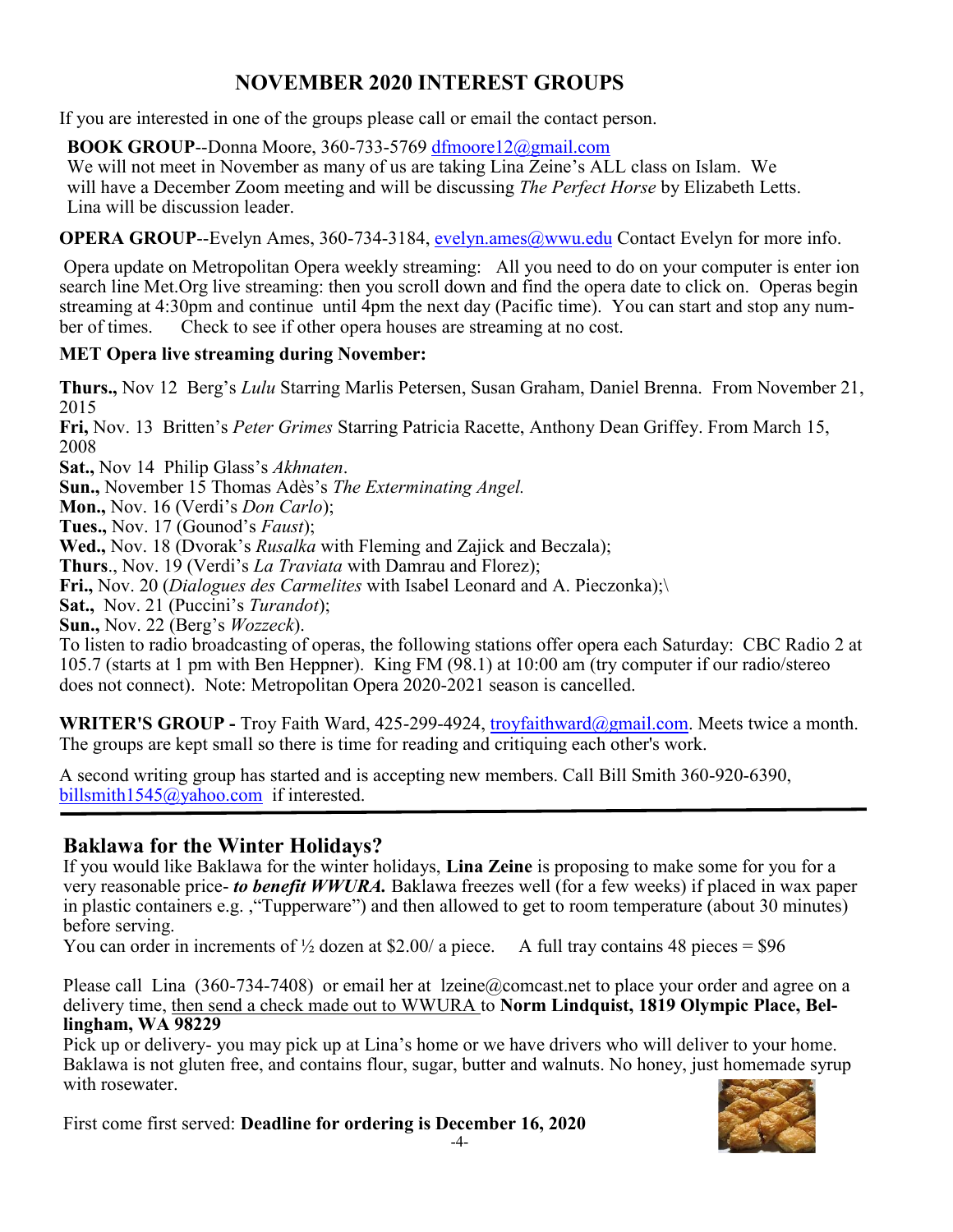# NOVEMBER 2020 INTEREST GROUPS

If you are interested in one of the groups please call or email the contact person.

**BOOK GROUP**--Donna Moore, 360-733-5769 dfmoore12@gmail.com
We will not meet in November as many of us are taking Lina Zeine's ALL class on Islam. We will have a December Zoom meeting and will be discussing *The Perfect Horse* by Elizabeth Letts. Lina will be discussion leader.

**OPERA GROUP**--Evelyn Ames, 360-734-3184, evelyn.ames@wwu.edu Contact Evelyn for more info.

Opera update on Metropolitan Opera weekly streaming: All you need to do on your computer is enter ion search line Met.Org live streaming: then you scroll down and find the opera date to click on. Operas begin streaming at 4:30pm and continue until 4pm the next day (Pacific time). You can start and stop any number of times. Check to see if other opera houses are streaming at no cost.

**MET Opera live streaming during November:**

**Thurs.,** Nov 12 Berg's *Lulu* Starring Marlis Petersen, Susan Graham, Daniel Brenna. From November 21, 2015
**Fri,** Nov. 13 Britten's *Peter Grimes* Starring Patricia Racette, Anthony Dean Griffey. From March 15, 2008
**Sat.,** Nov 14 Philip Glass's *Akhnaten*.
**Sun.,** November 15 Thomas Adès's *The Exterminating Angel.*
**Mon.,** Nov. 16 (Verdi's *Don Carlo*);
**Tues.,** Nov. 17 (Gounod's *Faust*);
**Wed.,** Nov. 18 (Dvorak's *Rusalka* with Fleming and Zajick and Beczala);
**Thurs**., Nov. 19 (Verdi's *La Traviata* with Damrau and Florez);
**Fri.,** Nov. 20 (*Dialogues des Carmelites* with Isabel Leonard and A. Pieczonka);\
**Sat.,** Nov. 21 (Puccini's *Turandot*);
**Sun.,** Nov. 22 (Berg's *Wozzeck*).
To listen to radio broadcasting of operas, the following stations offer opera each Saturday: CBC Radio 2 at 105.7 (starts at 1 pm with Ben Heppner). King FM (98.1) at 10:00 am (try computer if our radio/stereo does not connect). Note: Metropolitan Opera 2020-2021 season is cancelled.

**WRITER'S GROUP -** Troy Faith Ward, 425-299-4924, troyfaithward@gmail.com. Meets twice a month. The groups are kept small so there is time for reading and critiquing each other's work.

A second writing group has started and is accepting new members. Call Bill Smith 360-920-6390, billsmith1545@yahoo.com if interested.

---

## Baklawa for the Winter Holidays?

If you would like Baklawa for the winter holidays, **Lina Zeine** is proposing to make some for you for a very reasonable price- ***to benefit WWURA.*** Baklawa freezes well (for a few weeks) if placed in wax paper in plastic containers e.g. ,"Tupperware") and then allowed to get to room temperature (about 30 minutes) before serving.
You can order in increments of ½ dozen at $2.00/ a piece. A full tray contains 48 pieces = $96

Please call Lina (360-734-7408) or email her at lzeine@comcast.net to place your order and agree on a delivery time, then send a check made out to WWURA to **Norm Lindquist, 1819 Olympic Place, Bellingham, WA 98229**
Pick up or delivery- you may pick up at Lina's home or we have drivers who will deliver to your home. Baklawa is not gluten free, and contains flour, sugar, butter and walnuts. No honey, just homemade syrup with rosewater.

First come first served: **Deadline for ordering is December 16, 2020**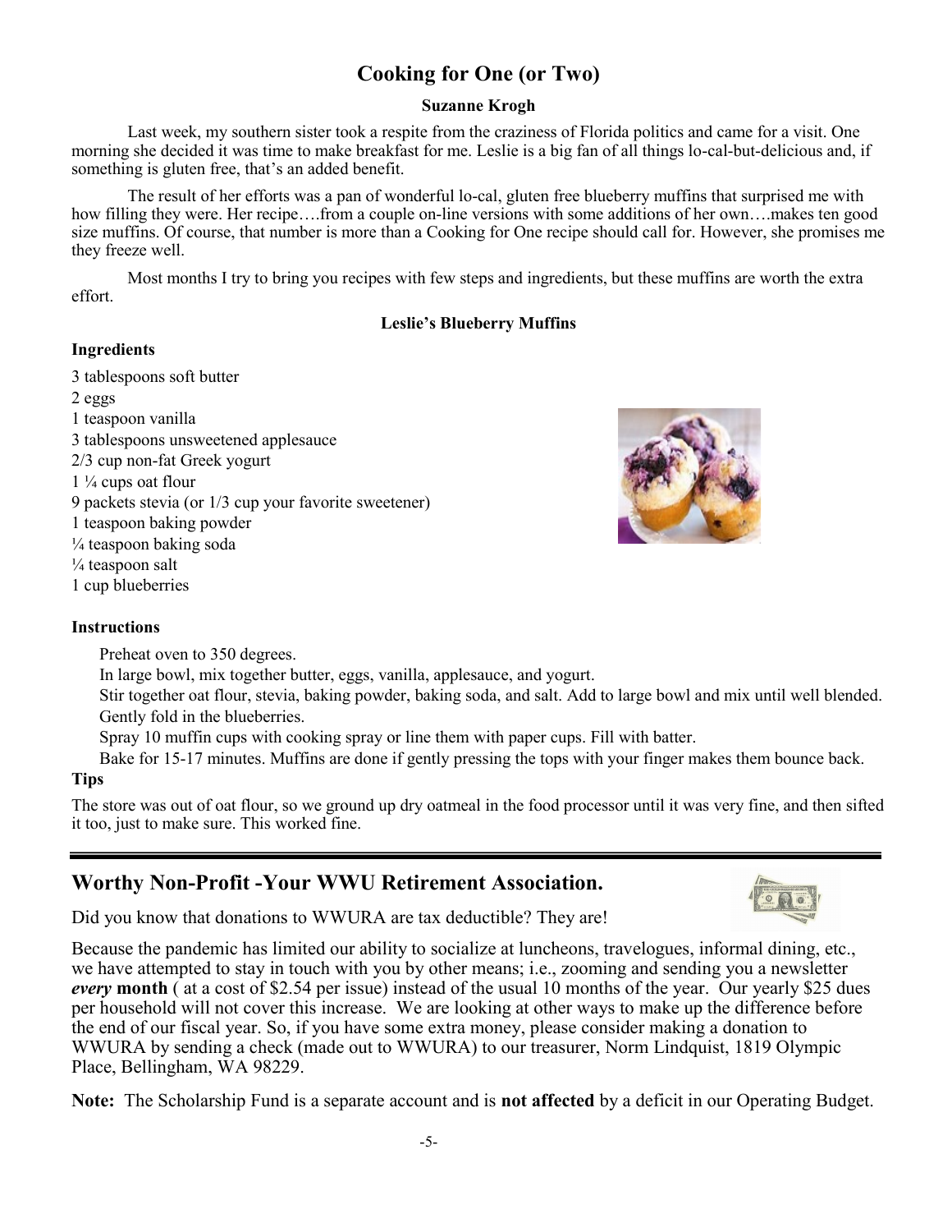# Cooking for One (or Two)

**Suzanne Krogh**

Last week, my southern sister took a respite from the craziness of Florida politics and came for a visit. One morning she decided it was time to make breakfast for me. Leslie is a big fan of all things lo-cal-but-delicious and, if something is gluten free, that's an added benefit.

The result of her efforts was a pan of wonderful lo-cal, gluten free blueberry muffins that surprised me with how filling they were. Her recipe….from a couple on-line versions with some additions of her own….makes ten good size muffins. Of course, that number is more than a Cooking for One recipe should call for. However, she promises me they freeze well.

Most months I try to bring you recipes with few steps and ingredients, but these muffins are worth the extra effort.

**Leslie's Blueberry Muffins**

**Ingredients**

3 tablespoons soft butter
2 eggs
1 teaspoon vanilla
3 tablespoons unsweetened applesauce
2/3 cup non-fat Greek yogurt
1 ¼ cups oat flour
9 packets stevia (or 1/3 cup your favorite sweetener)
1 teaspoon baking powder
¼ teaspoon baking soda
¼ teaspoon salt
1 cup blueberries

**Instructions**

Preheat oven to 350 degrees.
In large bowl, mix together butter, eggs, vanilla, applesauce, and yogurt.
Stir together oat flour, stevia, baking powder, baking soda, and salt. Add to large bowl and mix until well blended.
Gently fold in the blueberries.
Spray 10 muffin cups with cooking spray or line them with paper cups. Fill with batter.
Bake for 15-17 minutes. Muffins are done if gently pressing the tops with your finger makes them bounce back.

**Tips**

The store was out of oat flour, so we ground up dry oatmeal in the food processor until it was very fine, and then sifted it too, just to make sure. This worked fine.

---

## Worthy Non-Profit -Your WWU Retirement Association.

Did you know that donations to WWURA are tax deductible? They are!

Because the pandemic has limited our ability to socialize at luncheons, travelogues, informal dining, etc., we have attempted to stay in touch with you by other means; i.e., zooming and sending you a newsletter ***every* month** ( at a cost of $2.54 per issue) instead of the usual 10 months of the year. Our yearly $25 dues per household will not cover this increase. We are looking at other ways to make up the difference before the end of our fiscal year. So, if you have some extra money, please consider making a donation to WWURA by sending a check (made out to WWURA) to our treasurer, Norm Lindquist, 1819 Olympic Place, Bellingham, WA 98229.

**Note:** The Scholarship Fund is a separate account and is **not affected** by a deficit in our Operating Budget.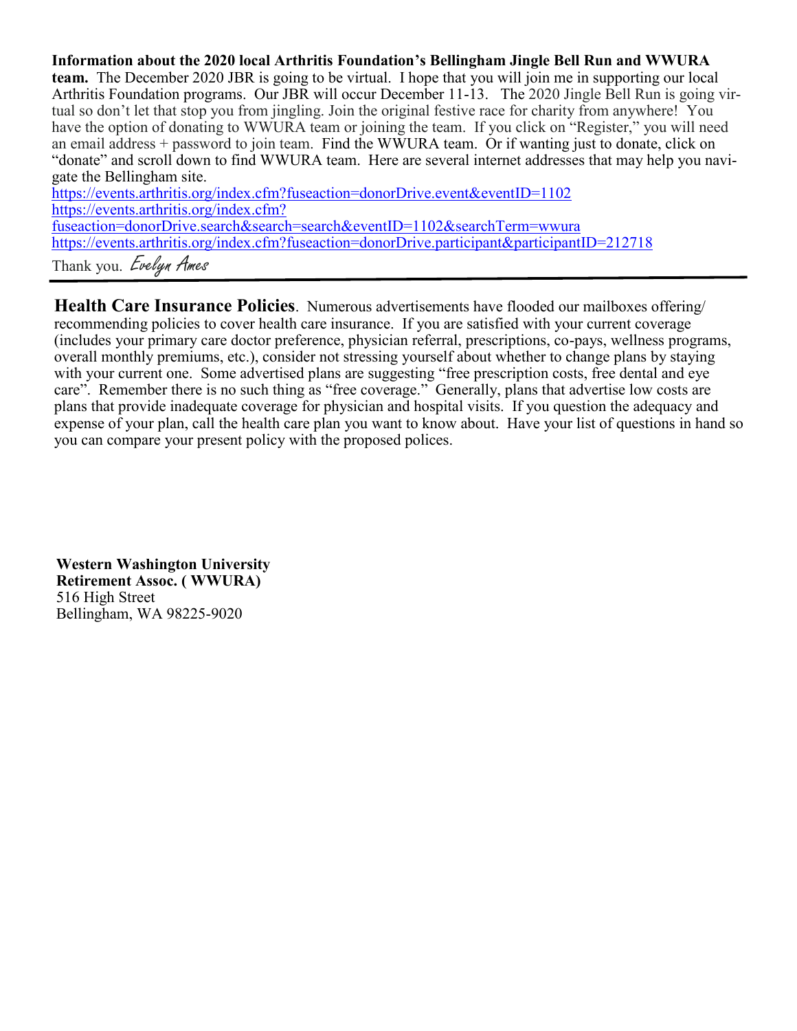**Information about the 2020 local Arthritis Foundation's Bellingham Jingle Bell Run and WWURA team.** The December 2020 JBR is going to be virtual. I hope that you will join me in supporting our local Arthritis Foundation programs. Our JBR will occur December 11-13. The 2020 Jingle Bell Run is going virtual so don't let that stop you from jingling. Join the original festive race for charity from anywhere! You have the option of donating to WWURA team or joining the team. If you click on "Register," you will need an email address + password to join team. Find the WWURA team. Or if wanting just to donate, click on "donate" and scroll down to find WWURA team. Here are several internet addresses that may help you navigate the Bellingham site.

https://events.arthritis.org/index.cfm?fuseaction=donorDrive.event&eventID=1102
https://events.arthritis.org/index.cfm?fuseaction=donorDrive.search&search=search&eventID=1102&searchTerm=wwura
https://events.arthritis.org/index.cfm?fuseaction=donorDrive.participant&participantID=212718

Thank you. *Evelyn Ames*

---

**Health Care Insurance Policies**. Numerous advertisements have flooded our mailboxes offering/recommending policies to cover health care insurance. If you are satisfied with your current coverage (includes your primary care doctor preference, physician referral, prescriptions, co-pays, wellness programs, overall monthly premiums, etc.), consider not stressing yourself about whether to change plans by staying with your current one. Some advertised plans are suggesting "free prescription costs, free dental and eye care". Remember there is no such thing as "free coverage." Generally, plans that advertise low costs are plans that provide inadequate coverage for physician and hospital visits. If you question the adequacy and expense of your plan, call the health care plan you want to know about. Have your list of questions in hand so you can compare your present policy with the proposed polices.

**Western Washington University**
**Retirement Assoc. ( WWURA)**
516 High Street
Bellingham, WA 98225-9020